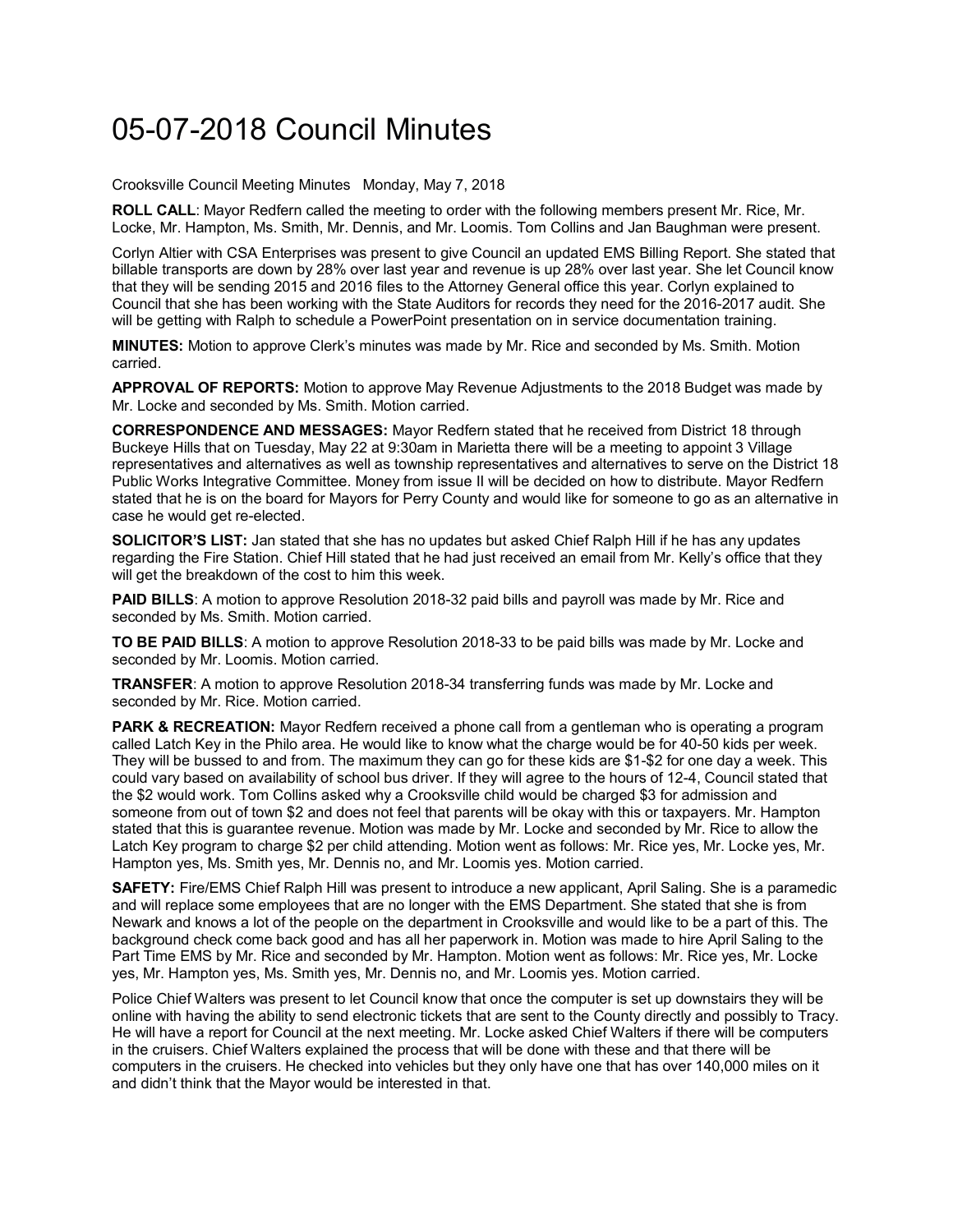# 05-07-2018 Council Minutes

Crooksville Council Meeting Minutes   Monday, May 7, 2018

**ROLL CALL**: Mayor Redfern called the meeting to order with the following members present Mr. Rice, Mr. Locke, Mr. Hampton, Ms. Smith, Mr. Dennis, and Mr. Loomis. Tom Collins and Jan Baughman were present.

Corlyn Altier with CSA Enterprises was present to give Council an updated EMS Billing Report. She stated that billable transports are down by 28% over last year and revenue is up 28% over last year. She let Council know that they will be sending 2015 and 2016 files to the Attorney General office this year. Corlyn explained to Council that she has been working with the State Auditors for records they need for the 2016-2017 audit. She will be getting with Ralph to schedule a PowerPoint presentation on in service documentation training.

**MINUTES:** Motion to approve Clerk's minutes was made by Mr. Rice and seconded by Ms. Smith. Motion carried.

**APPROVAL OF REPORTS:** Motion to approve May Revenue Adjustments to the 2018 Budget was made by Mr. Locke and seconded by Ms. Smith. Motion carried.

**CORRESPONDENCE AND MESSAGES:** Mayor Redfern stated that he received from District 18 through Buckeye Hills that on Tuesday, May 22 at 9:30am in Marietta there will be a meeting to appoint 3 Village representatives and alternatives as well as township representatives and alternatives to serve on the District 18 Public Works Integrative Committee. Money from issue II will be decided on how to distribute. Mayor Redfern stated that he is on the board for Mayors for Perry County and would like for someone to go as an alternative in case he would get re-elected.

**SOLICITOR'S LIST:** Jan stated that she has no updates but asked Chief Ralph Hill if he has any updates regarding the Fire Station. Chief Hill stated that he had just received an email from Mr. Kelly's office that they will get the breakdown of the cost to him this week.

**PAID BILLS**: A motion to approve Resolution 2018-32 paid bills and payroll was made by Mr. Rice and seconded by Ms. Smith. Motion carried.

**TO BE PAID BILLS**: A motion to approve Resolution 2018-33 to be paid bills was made by Mr. Locke and seconded by Mr. Loomis. Motion carried.

**TRANSFER**: A motion to approve Resolution 2018-34 transferring funds was made by Mr. Locke and seconded by Mr. Rice. Motion carried.

**PARK & RECREATION:** Mayor Redfern received a phone call from a gentleman who is operating a program called Latch Key in the Philo area. He would like to know what the charge would be for 40-50 kids per week. They will be bussed to and from. The maximum they can go for these kids are $1-$2 for one day a week. This could vary based on availability of school bus driver. If they will agree to the hours of 12-4, Council stated that the $2 would work. Tom Collins asked why a Crooksville child would be charged $3 for admission and someone from out of town $2 and does not feel that parents will be okay with this or taxpayers. Mr. Hampton stated that this is guarantee revenue. Motion was made by Mr. Locke and seconded by Mr. Rice to allow the Latch Key program to charge $2 per child attending. Motion went as follows: Mr. Rice yes, Mr. Locke yes, Mr. Hampton yes, Ms. Smith yes, Mr. Dennis no, and Mr. Loomis yes. Motion carried.

**SAFETY:** Fire/EMS Chief Ralph Hill was present to introduce a new applicant, April Saling. She is a paramedic and will replace some employees that are no longer with the EMS Department. She stated that she is from Newark and knows a lot of the people on the department in Crooksville and would like to be a part of this. The background check come back good and has all her paperwork in. Motion was made to hire April Saling to the Part Time EMS by Mr. Rice and seconded by Mr. Hampton. Motion went as follows: Mr. Rice yes, Mr. Locke yes, Mr. Hampton yes, Ms. Smith yes, Mr. Dennis no, and Mr. Loomis yes. Motion carried.

Police Chief Walters was present to let Council know that once the computer is set up downstairs they will be online with having the ability to send electronic tickets that are sent to the County directly and possibly to Tracy. He will have a report for Council at the next meeting. Mr. Locke asked Chief Walters if there will be computers in the cruisers. Chief Walters explained the process that will be done with these and that there will be computers in the cruisers. He checked into vehicles but they only have one that has over 140,000 miles on it and didn't think that the Mayor would be interested in that.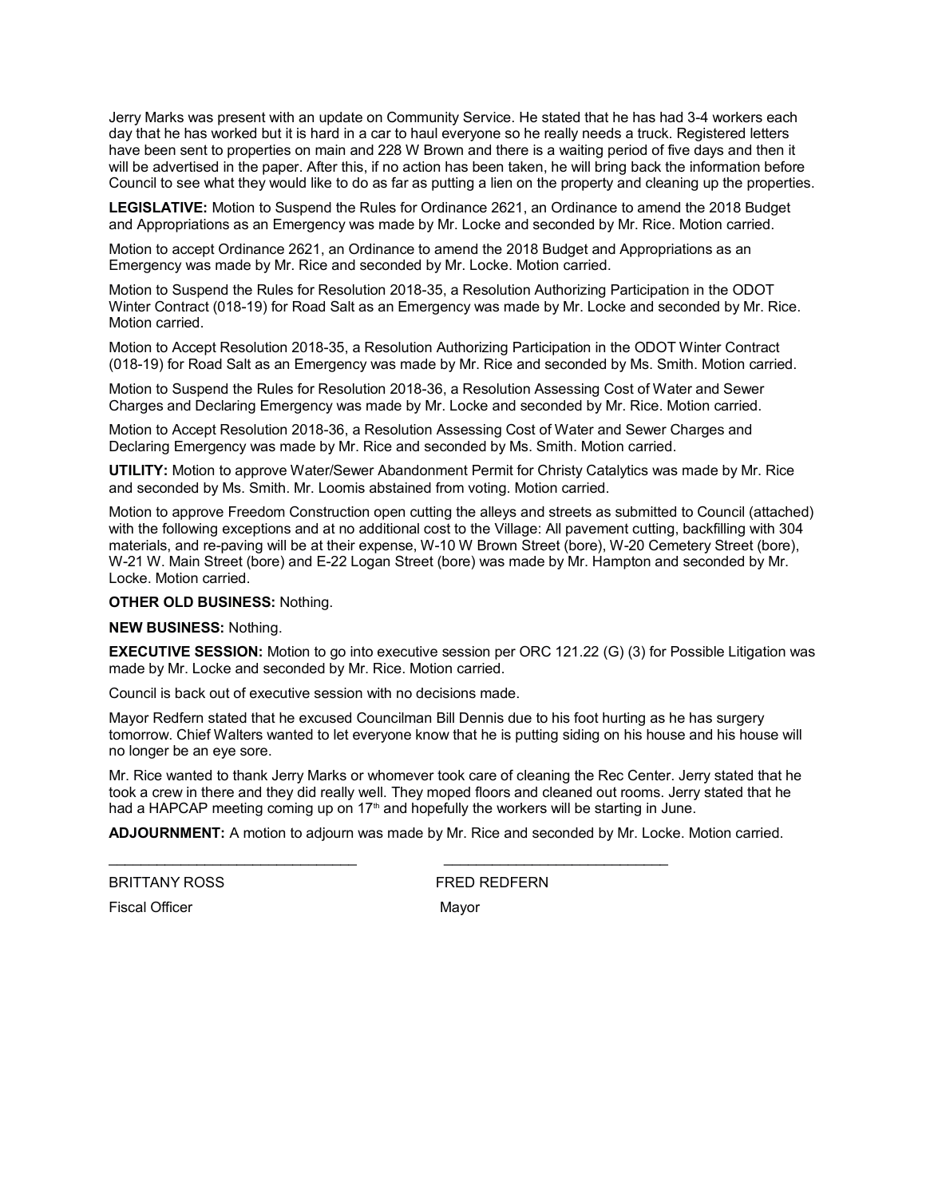Jerry Marks was present with an update on Community Service. He stated that he has had 3-4 workers each day that he has worked but it is hard in a car to haul everyone so he really needs a truck. Registered letters have been sent to properties on main and 228 W Brown and there is a waiting period of five days and then it will be advertised in the paper. After this, if no action has been taken, he will bring back the information before Council to see what they would like to do as far as putting a lien on the property and cleaning up the properties.

**LEGISLATIVE:** Motion to Suspend the Rules for Ordinance 2621, an Ordinance to amend the 2018 Budget and Appropriations as an Emergency was made by Mr. Locke and seconded by Mr. Rice. Motion carried.

Motion to accept Ordinance 2621, an Ordinance to amend the 2018 Budget and Appropriations as an Emergency was made by Mr. Rice and seconded by Mr. Locke. Motion carried.

Motion to Suspend the Rules for Resolution 2018-35, a Resolution Authorizing Participation in the ODOT Winter Contract (018-19) for Road Salt as an Emergency was made by Mr. Locke and seconded by Mr. Rice. Motion carried.

Motion to Accept Resolution 2018-35, a Resolution Authorizing Participation in the ODOT Winter Contract (018-19) for Road Salt as an Emergency was made by Mr. Rice and seconded by Ms. Smith. Motion carried.

Motion to Suspend the Rules for Resolution 2018-36, a Resolution Assessing Cost of Water and Sewer Charges and Declaring Emergency was made by Mr. Locke and seconded by Mr. Rice. Motion carried.

Motion to Accept Resolution 2018-36, a Resolution Assessing Cost of Water and Sewer Charges and Declaring Emergency was made by Mr. Rice and seconded by Ms. Smith. Motion carried.

**UTILITY:** Motion to approve Water/Sewer Abandonment Permit for Christy Catalytics was made by Mr. Rice and seconded by Ms. Smith. Mr. Loomis abstained from voting. Motion carried.

Motion to approve Freedom Construction open cutting the alleys and streets as submitted to Council (attached) with the following exceptions and at no additional cost to the Village: All pavement cutting, backfilling with 304 materials, and re-paving will be at their expense, W-10 W Brown Street (bore), W-20 Cemetery Street (bore), W-21 W. Main Street (bore) and E-22 Logan Street (bore) was made by Mr. Hampton and seconded by Mr. Locke. Motion carried.

**OTHER OLD BUSINESS:** Nothing.

**NEW BUSINESS:** Nothing.

**EXECUTIVE SESSION:** Motion to go into executive session per ORC 121.22 (G) (3) for Possible Litigation was made by Mr. Locke and seconded by Mr. Rice. Motion carried.

Council is back out of executive session with no decisions made.

Mayor Redfern stated that he excused Councilman Bill Dennis due to his foot hurting as he has surgery tomorrow. Chief Walters wanted to let everyone know that he is putting siding on his house and his house will no longer be an eye sore.

Mr. Rice wanted to thank Jerry Marks or whomever took care of cleaning the Rec Center. Jerry stated that he took a crew in there and they did really well. They moped floors and cleaned out rooms. Jerry stated that he had a HAPCAP meeting coming up on 17th and hopefully the workers will be starting in June.

**ADJOURNMENT:** A motion to adjourn was made by Mr. Rice and seconded by Mr. Locke. Motion carried.

_______________________________ _______________________________

BRITTANY ROSS FRED REDFERN

Fiscal Officer Mayor